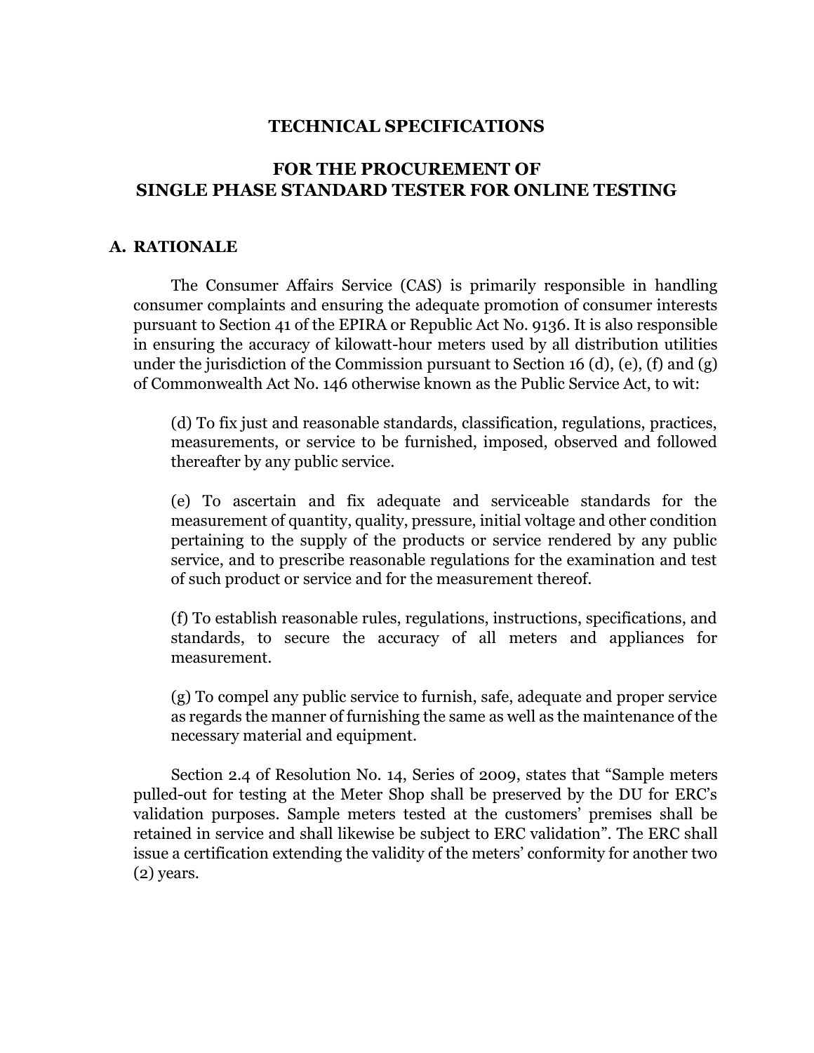# TECHNICAL SPECIFICATIONS

## FOR THE PROCUREMENT OF SINGLE PHASE STANDARD TESTER FOR ONLINE TESTING

### A. RATIONALE

The Consumer Affairs Service (CAS) is primarily responsible in handling consumer complaints and ensuring the adequate promotion of consumer interests pursuant to Section 41 of the EPIRA or Republic Act No. 9136. It is also responsible in ensuring the accuracy of kilowatt-hour meters used by all distribution utilities under the jurisdiction of the Commission pursuant to Section 16 (d), (e), (f) and (g) of Commonwealth Act No. 146 otherwise known as the Public Service Act, to wit:

> (d) To fix just and reasonable standards, classification, regulations, practices, measurements, or service to be furnished, imposed, observed and followed thereafter by any public service.
>
> (e) To ascertain and fix adequate and serviceable standards for the measurement of quantity, quality, pressure, initial voltage and other condition pertaining to the supply of the products or service rendered by any public service, and to prescribe reasonable regulations for the examination and test of such product or service and for the measurement thereof.
>
> (f) To establish reasonable rules, regulations, instructions, specifications, and standards, to secure the accuracy of all meters and appliances for measurement.
>
> (g) To compel any public service to furnish, safe, adequate and proper service as regards the manner of furnishing the same as well as the maintenance of the necessary material and equipment.

Section 2.4 of Resolution No. 14, Series of 2009, states that "Sample meters pulled-out for testing at the Meter Shop shall be preserved by the DU for ERC's validation purposes. Sample meters tested at the customers' premises shall be retained in service and shall likewise be subject to ERC validation". The ERC shall issue a certification extending the validity of the meters' conformity for another two (2) years.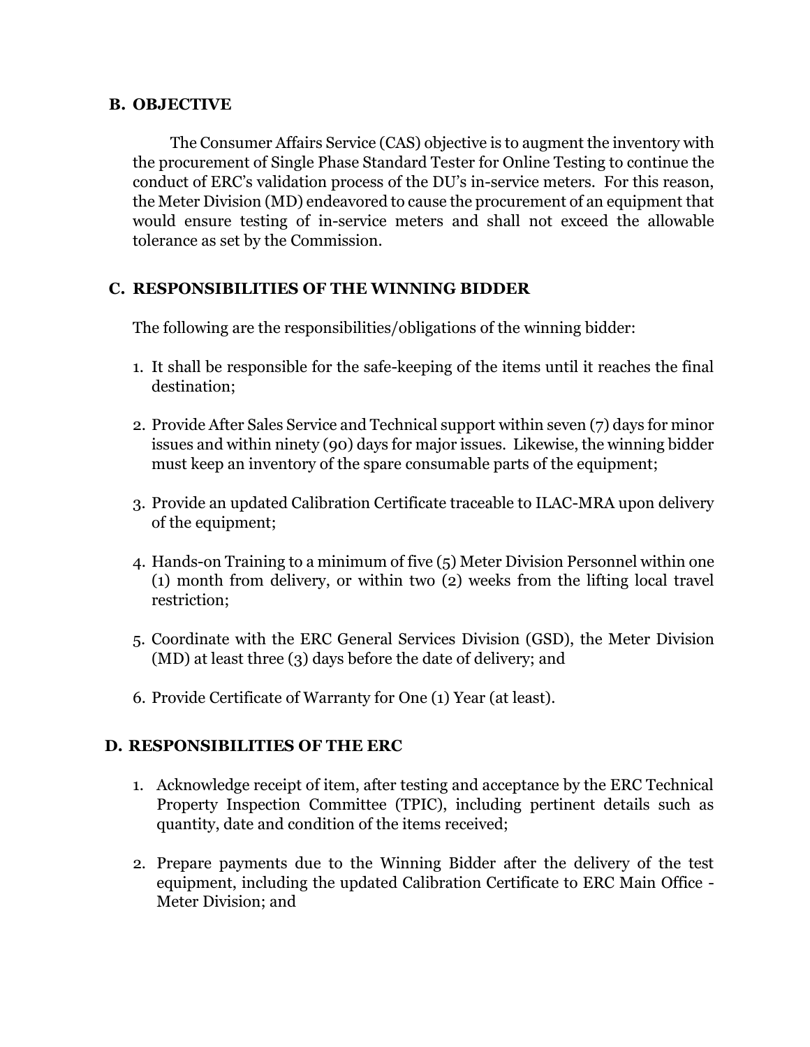## B. OBJECTIVE

The Consumer Affairs Service (CAS) objective is to augment the inventory with the procurement of Single Phase Standard Tester for Online Testing to continue the conduct of ERC's validation process of the DU's in-service meters. For this reason, the Meter Division (MD) endeavored to cause the procurement of an equipment that would ensure testing of in-service meters and shall not exceed the allowable tolerance as set by the Commission.

## C. RESPONSIBILITIES OF THE WINNING BIDDER

The following are the responsibilities/obligations of the winning bidder:

1. It shall be responsible for the safe-keeping of the items until it reaches the final destination;
2. Provide After Sales Service and Technical support within seven (7) days for minor issues and within ninety (90) days for major issues. Likewise, the winning bidder must keep an inventory of the spare consumable parts of the equipment;
3. Provide an updated Calibration Certificate traceable to ILAC-MRA upon delivery of the equipment;
4. Hands-on Training to a minimum of five (5) Meter Division Personnel within one (1) month from delivery, or within two (2) weeks from the lifting local travel restriction;
5. Coordinate with the ERC General Services Division (GSD), the Meter Division (MD) at least three (3) days before the date of delivery; and
6. Provide Certificate of Warranty for One (1) Year (at least).

## D. RESPONSIBILITIES OF THE ERC

1. Acknowledge receipt of item, after testing and acceptance by the ERC Technical Property Inspection Committee (TPIC), including pertinent details such as quantity, date and condition of the items received;
2. Prepare payments due to the Winning Bidder after the delivery of the test equipment, including the updated Calibration Certificate to ERC Main Office - Meter Division; and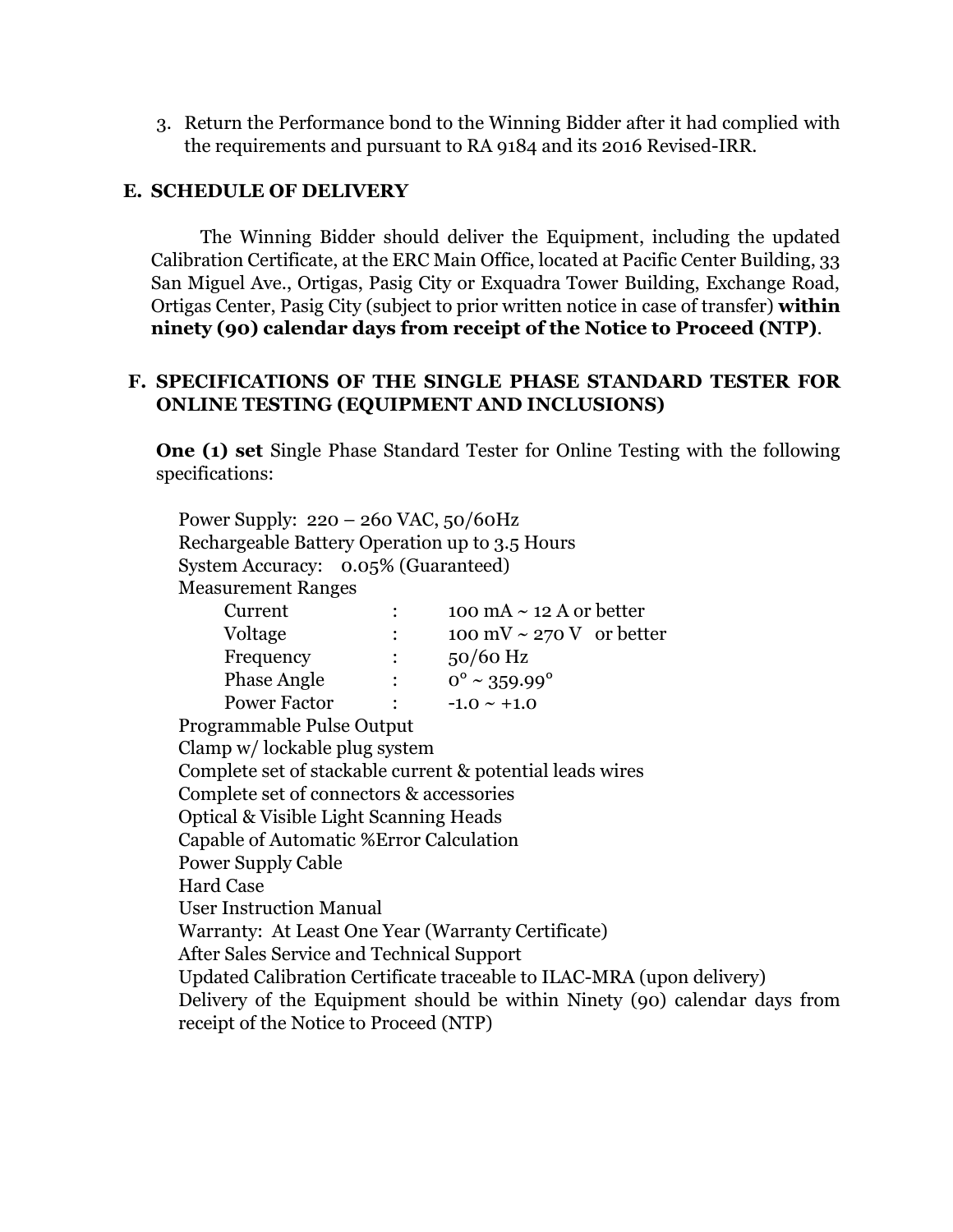3. Return the Performance bond to the Winning Bidder after it had complied with the requirements and pursuant to RA 9184 and its 2016 Revised-IRR.

## E. SCHEDULE OF DELIVERY

The Winning Bidder should deliver the Equipment, including the updated Calibration Certificate, at the ERC Main Office, located at Pacific Center Building, 33 San Miguel Ave., Ortigas, Pasig City or Exquadra Tower Building, Exchange Road, Ortigas Center, Pasig City (subject to prior written notice in case of transfer) **within ninety (90) calendar days from receipt of the Notice to Proceed (NTP)**.

## F. SPECIFICATIONS OF THE SINGLE PHASE STANDARD TESTER FOR ONLINE TESTING (EQUIPMENT AND INCLUSIONS)

**One (1) set** Single Phase Standard Tester for Online Testing with the following specifications:

Power Supply: 220 – 260 VAC, 50/60Hz
Rechargeable Battery Operation up to 3.5 Hours
System Accuracy: 0.05% (Guaranteed)
Measurement Ranges

| | | |
|---|---|---|
| Current | : | 100 mA ~ 12 A or better |
| Voltage | : | 100 mV ~ 270 V or better |
| Frequency | : | 50/60 Hz |
| Phase Angle | : | 0° ~ 359.99° |
| Power Factor | : | -1.0 ~ +1.0 |

Programmable Pulse Output
Clamp w/ lockable plug system
Complete set of stackable current & potential leads wires
Complete set of connectors & accessories
Optical & Visible Light Scanning Heads
Capable of Automatic %Error Calculation
Power Supply Cable
Hard Case
User Instruction Manual
Warranty: At Least One Year (Warranty Certificate)
After Sales Service and Technical Support
Updated Calibration Certificate traceable to ILAC-MRA (upon delivery)
Delivery of the Equipment should be within Ninety (90) calendar days from receipt of the Notice to Proceed (NTP)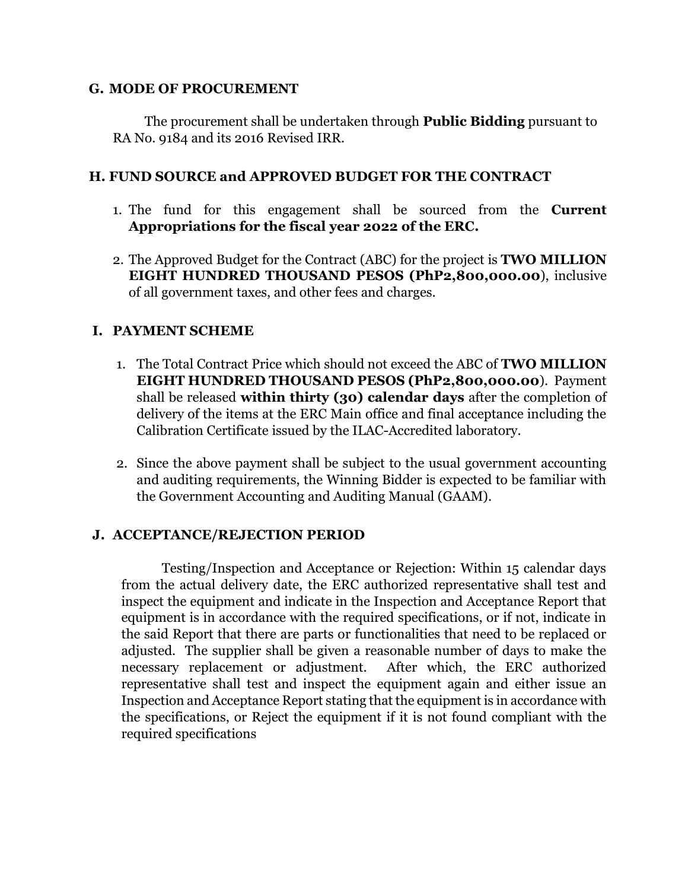## G. MODE OF PROCUREMENT

The procurement shall be undertaken through **Public Bidding** pursuant to RA No. 9184 and its 2016 Revised IRR.

## H. FUND SOURCE and APPROVED BUDGET FOR THE CONTRACT

1. The fund for this engagement shall be sourced from the **Current Appropriations for the fiscal year 2022 of the ERC.**
2. The Approved Budget for the Contract (ABC) for the project is **TWO MILLION EIGHT HUNDRED THOUSAND PESOS (PhP2,800,000.00**), inclusive of all government taxes, and other fees and charges.

## I. PAYMENT SCHEME

1. The Total Contract Price which should not exceed the ABC of **TWO MILLION EIGHT HUNDRED THOUSAND PESOS (PhP2,800,000.00**). Payment shall be released **within thirty (30) calendar days** after the completion of delivery of the items at the ERC Main office and final acceptance including the Calibration Certificate issued by the ILAC-Accredited laboratory.
2. Since the above payment shall be subject to the usual government accounting and auditing requirements, the Winning Bidder is expected to be familiar with the Government Accounting and Auditing Manual (GAAM).

## J. ACCEPTANCE/REJECTION PERIOD

Testing/Inspection and Acceptance or Rejection: Within 15 calendar days from the actual delivery date, the ERC authorized representative shall test and inspect the equipment and indicate in the Inspection and Acceptance Report that equipment is in accordance with the required specifications, or if not, indicate in the said Report that there are parts or functionalities that need to be replaced or adjusted. The supplier shall be given a reasonable number of days to make the necessary replacement or adjustment. After which, the ERC authorized representative shall test and inspect the equipment again and either issue an Inspection and Acceptance Report stating that the equipment is in accordance with the specifications, or Reject the equipment if it is not found compliant with the required specifications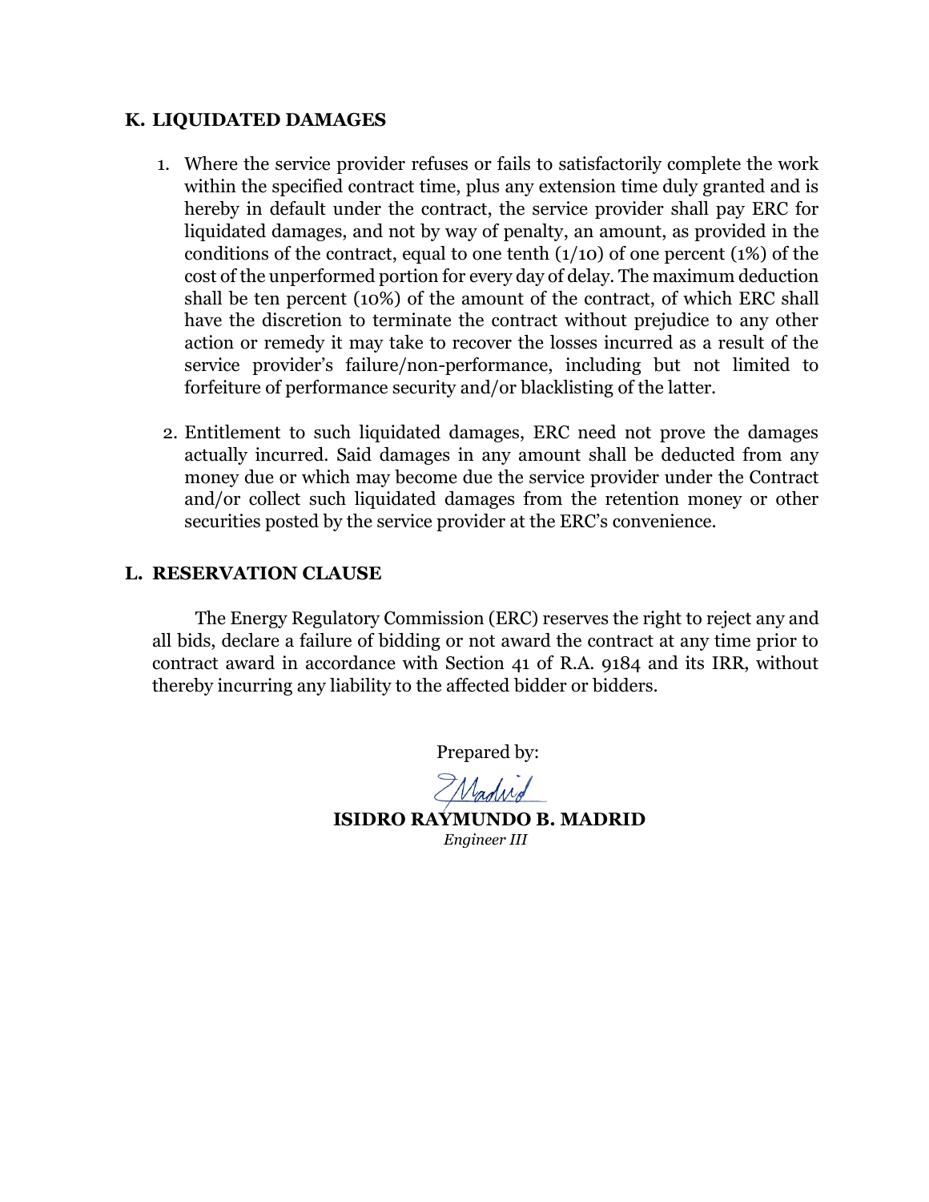## K. LIQUIDATED DAMAGES

1. Where the service provider refuses or fails to satisfactorily complete the work within the specified contract time, plus any extension time duly granted and is hereby in default under the contract, the service provider shall pay ERC for liquidated damages, and not by way of penalty, an amount, as provided in the conditions of the contract, equal to one tenth (1/10) of one percent (1%) of the cost of the unperformed portion for every day of delay. The maximum deduction shall be ten percent (10%) of the amount of the contract, of which ERC shall have the discretion to terminate the contract without prejudice to any other action or remedy it may take to recover the losses incurred as a result of the service provider's failure/non-performance, including but not limited to forfeiture of performance security and/or blacklisting of the latter.

2. Entitlement to such liquidated damages, ERC need not prove the damages actually incurred. Said damages in any amount shall be deducted from any money due or which may become due the service provider under the Contract and/or collect such liquidated damages from the retention money or other securities posted by the service provider at the ERC's convenience.

## L. RESERVATION CLAUSE

The Energy Regulatory Commission (ERC) reserves the right to reject any and all bids, declare a failure of bidding or not award the contract at any time prior to contract award in accordance with Section 41 of R.A. 9184 and its IRR, without thereby incurring any liability to the affected bidder or bidders.

Prepared by:

**ISIDRO RAYMUNDO B. MADRID**
*Engineer III*